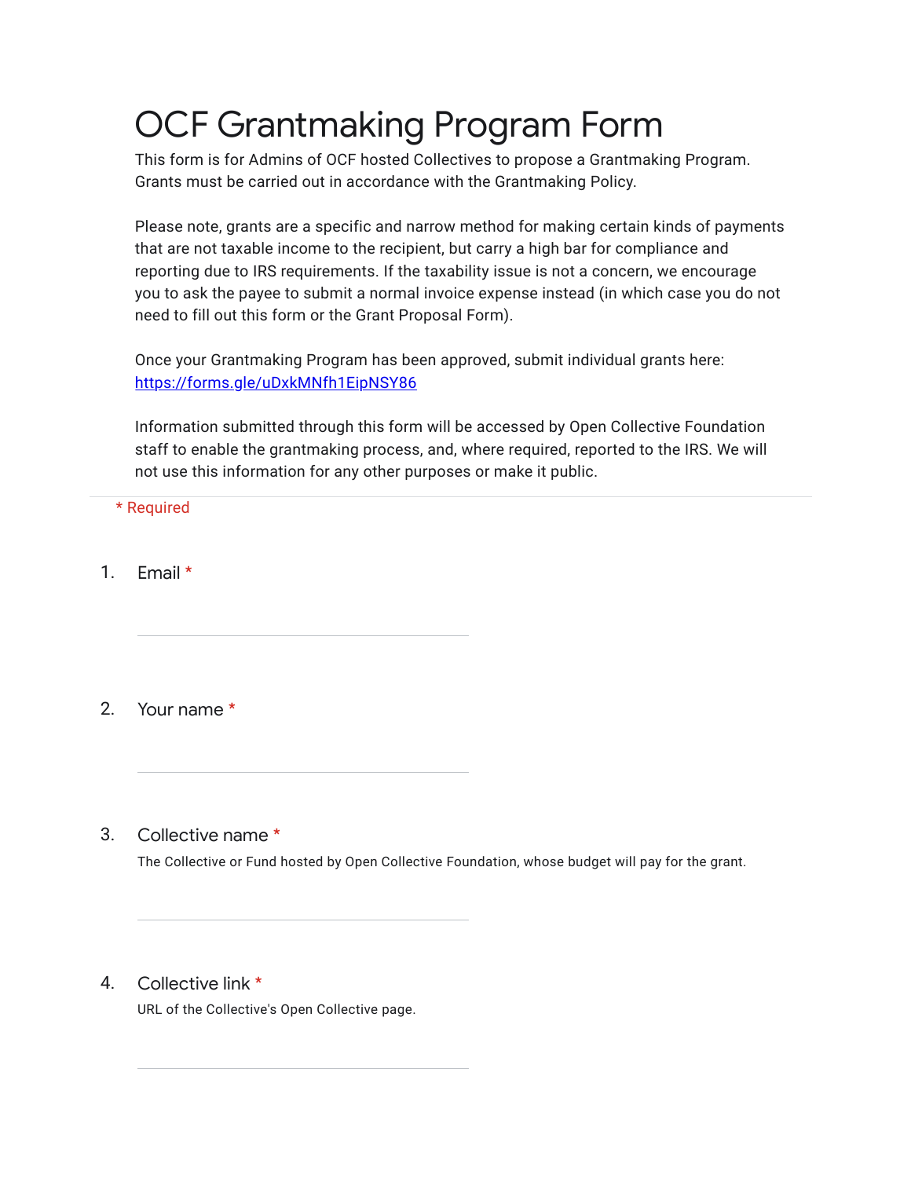# OCF Grantmaking Program Form

This form is for Admins of OCF hosted Collectives to propose a Grantmaking Program. Grants must be carried out in accordance with the Grantmaking Policy.

Please note, grants are a specific and narrow method for making certain kinds of payments that are not taxable income to the recipient, but carry a high bar for compliance and reporting due to IRS requirements. If the taxability issue is not a concern, we encourage you to ask the payee to submit a normal invoice expense instead (in which case you do not need to fill out this form or the Grant Proposal Form).

Once your Grantmaking Program has been approved, submit individual grants here: https://forms.gle/uDxkMNfh1EipNSY86

Information submitted through this form will be accessed by Open Collective Foundation staff to enable the grantmaking process, and, where required, reported to the IRS. We will not use this information for any other purposes or make it public.

* Required

1. Email *

2. Your name *

3. Collective name *

   The Collective or Fund hosted by Open Collective Foundation, whose budget will pay for the grant.

4. Collective link *

   URL of the Collective's Open Collective page.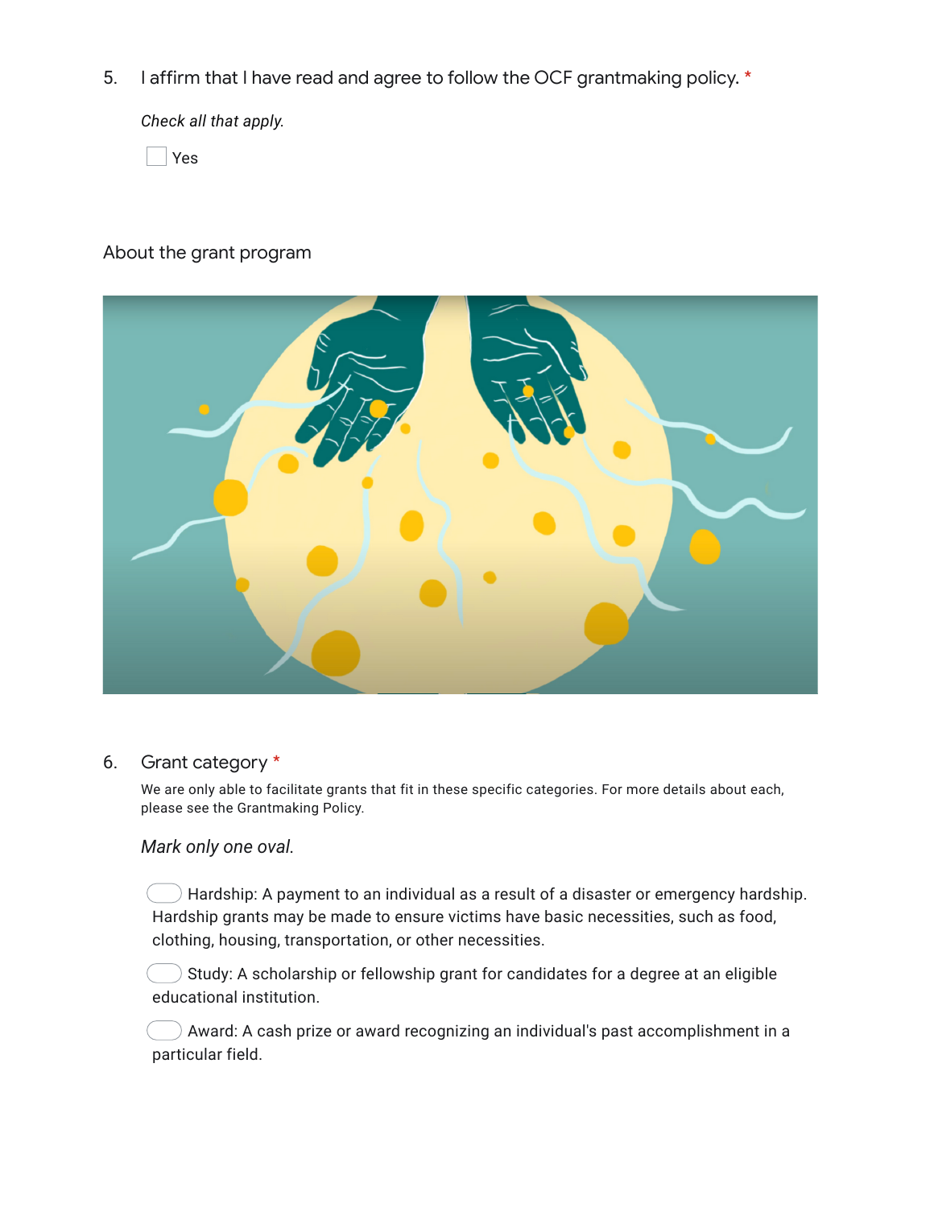5. I affirm that I have read and agree to follow the OCF grantmaking policy. *

*Check all that apply.*

- [ ] Yes

About the grant program

6. Grant category *

We are only able to facilitate grants that fit in these specific categories. For more details about each, please see the Grantmaking Policy.

*Mark only one oval.*

- ◯ Hardship: A payment to an individual as a result of a disaster or emergency hardship. Hardship grants may be made to ensure victims have basic necessities, such as food, clothing, housing, transportation, or other necessities.
- ◯ Study: A scholarship or fellowship grant for candidates for a degree at an eligible educational institution.
- ◯ Award: A cash prize or award recognizing an individual's past accomplishment in a particular field.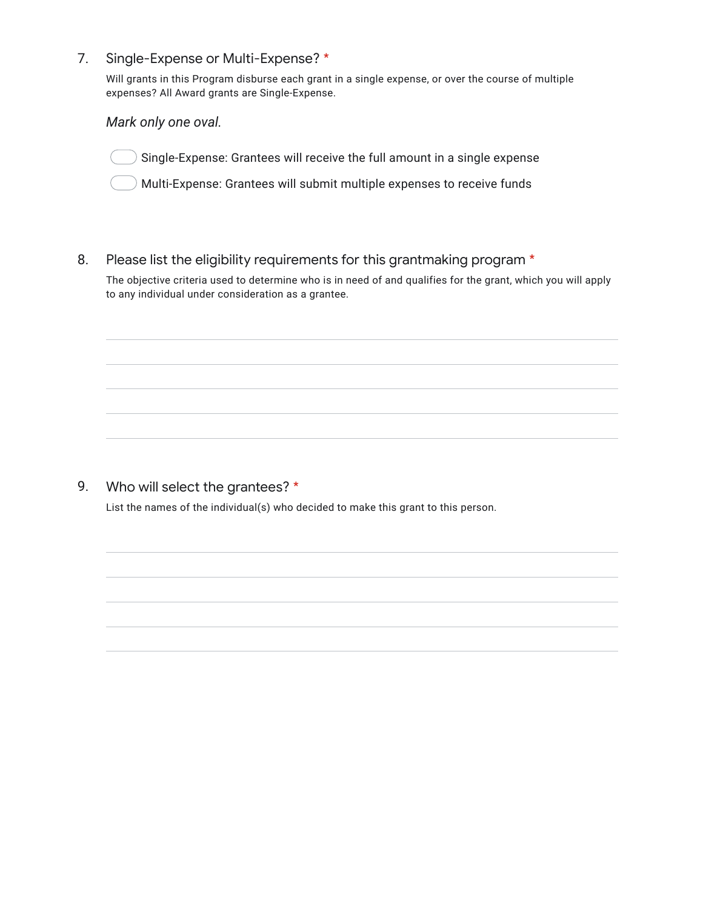7. Single-Expense or Multi-Expense? *

   Will grants in this Program disburse each grant in a single expense, or over the course of multiple expenses? All Award grants are Single-Expense.

   *Mark only one oval.*

   - [ ] Single-Expense: Grantees will receive the full amount in a single expense
   - [ ] Multi-Expense: Grantees will submit multiple expenses to receive funds

8. Please list the eligibility requirements for this grantmaking program *

   The objective criteria used to determine who is in need of and qualifies for the grant, which you will apply to any individual under consideration as a grantee.

   _______________________________________________

   _______________________________________________

   _______________________________________________

   _______________________________________________

   _______________________________________________

9. Who will select the grantees? *

   List the names of the individual(s) who decided to make this grant to this person.

   _______________________________________________

   _______________________________________________

   _______________________________________________

   _______________________________________________

   _______________________________________________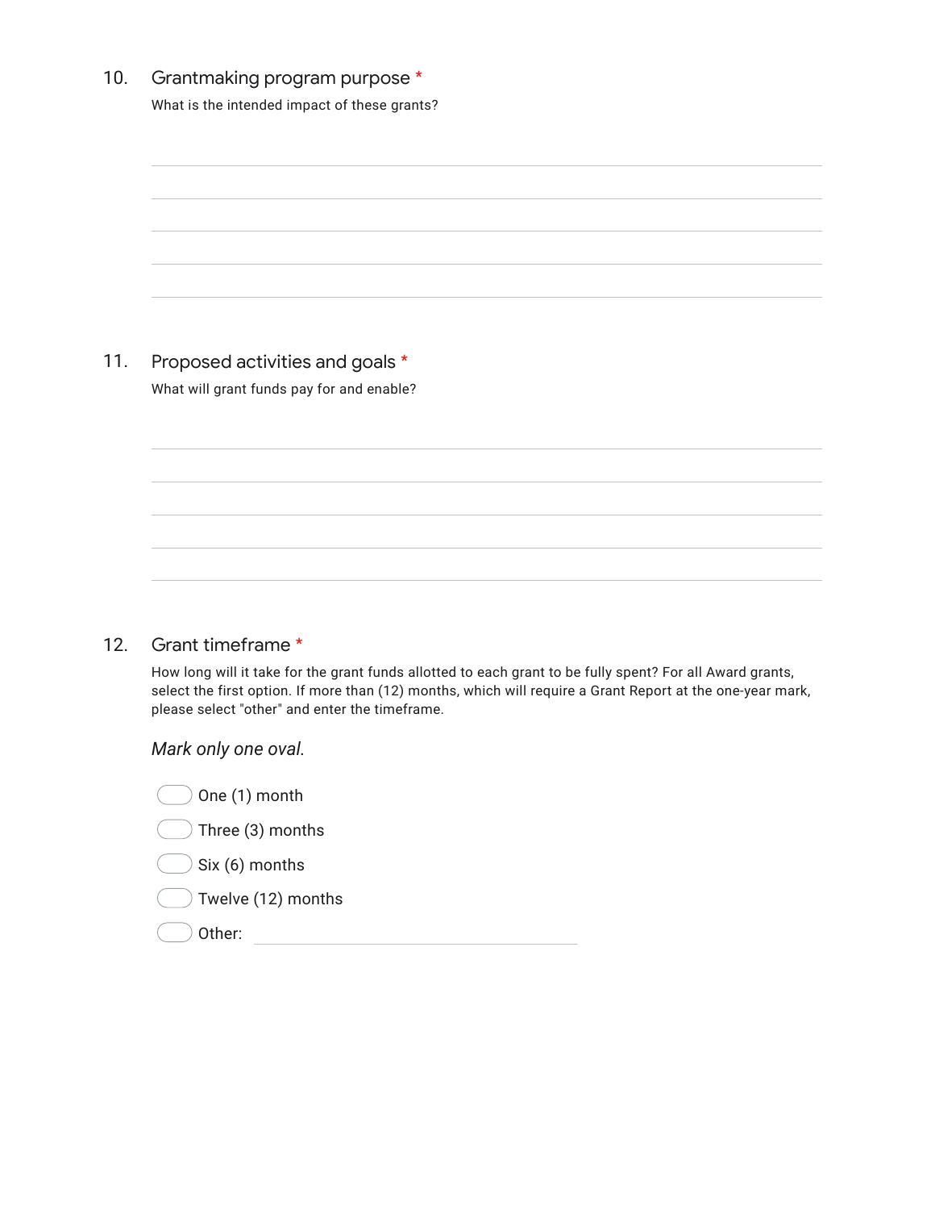10. Grantmaking program purpose *

What is the intended impact of these grants?

11. Proposed activities and goals *

What will grant funds pay for and enable?

12. Grant timeframe *

How long will it take for the grant funds allotted to each grant to be fully spent? For all Award grants, select the first option. If more than (12) months, which will require a Grant Report at the one-year mark, please select "other" and enter the timeframe.

*Mark only one oval.*

- One (1) month
- Three (3) months
- Six (6) months
- Twelve (12) months
- Other: \_\_\_\_\_\_\_\_\_\_\_\_\_\_\_\_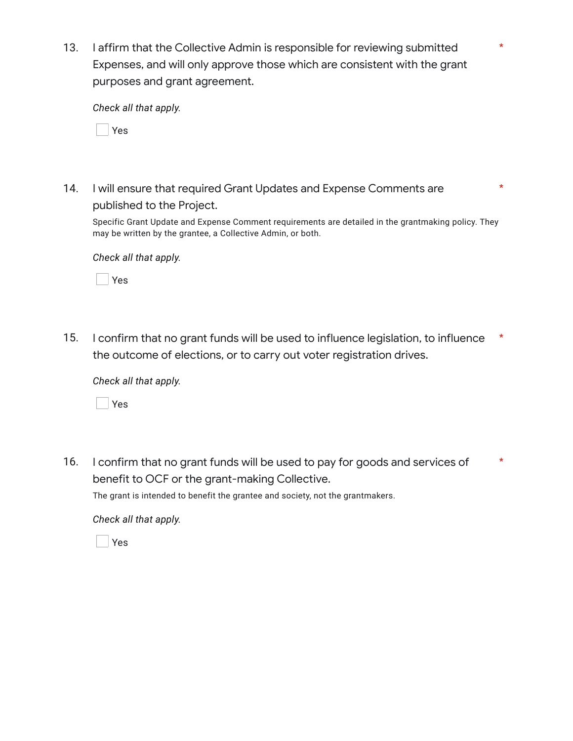13. I affirm that the Collective Admin is responsible for reviewing submitted Expenses, and will only approve those which are consistent with the grant purposes and grant agreement. *

*Check all that apply.*

- [ ] Yes

14. I will ensure that required Grant Updates and Expense Comments are published to the Project. *

Specific Grant Update and Expense Comment requirements are detailed in the grantmaking policy. They may be written by the grantee, a Collective Admin, or both.

*Check all that apply.*

- [ ] Yes

15. I confirm that no grant funds will be used to influence legislation, to influence the outcome of elections, or to carry out voter registration drives. *

*Check all that apply.*

- [ ] Yes

16. I confirm that no grant funds will be used to pay for goods and services of benefit to OCF or the grant-making Collective. *

The grant is intended to benefit the grantee and society, not the grantmakers.

*Check all that apply.*

- [ ] Yes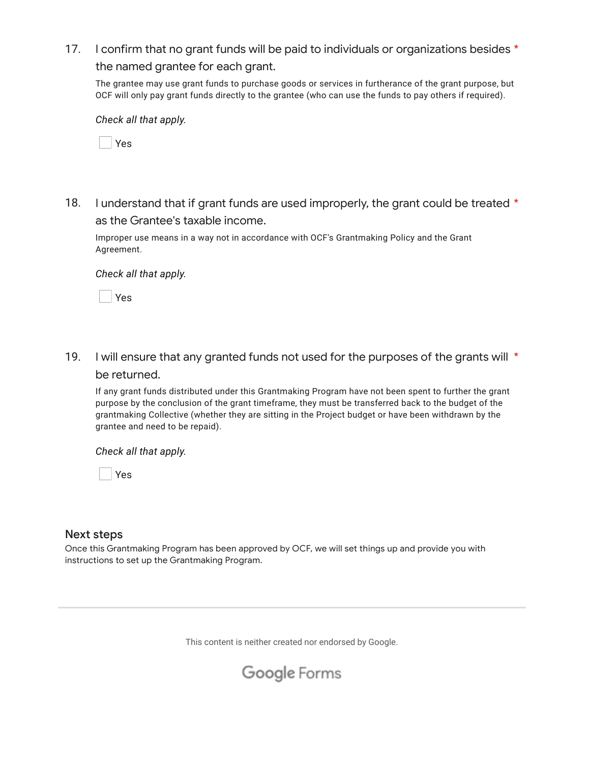17. I confirm that no grant funds will be paid to individuals or organizations besides the named grantee for each grant. *

The grantee may use grant funds to purchase goods or services in furtherance of the grant purpose, but OCF will only pay grant funds directly to the grantee (who can use the funds to pay others if required).

*Check all that apply.*

- [ ] Yes

18. I understand that if grant funds are used improperly, the grant could be treated as the Grantee's taxable income. *

Improper use means in a way not in accordance with OCF's Grantmaking Policy and the Grant Agreement.

*Check all that apply.*

- [ ] Yes

19. I will ensure that any granted funds not used for the purposes of the grants will be returned. *

If any grant funds distributed under this Grantmaking Program have not been spent to further the grant purpose by the conclusion of the grant timeframe, they must be transferred back to the budget of the grantmaking Collective (whether they are sitting in the Project budget or have been withdrawn by the grantee and need to be repaid).

*Check all that apply.*

- [ ] Yes

## Next steps

Once this Grantmaking Program has been approved by OCF, we will set things up and provide you with instructions to set up the Grantmaking Program.

This content is neither created nor endorsed by Google.

Google Forms